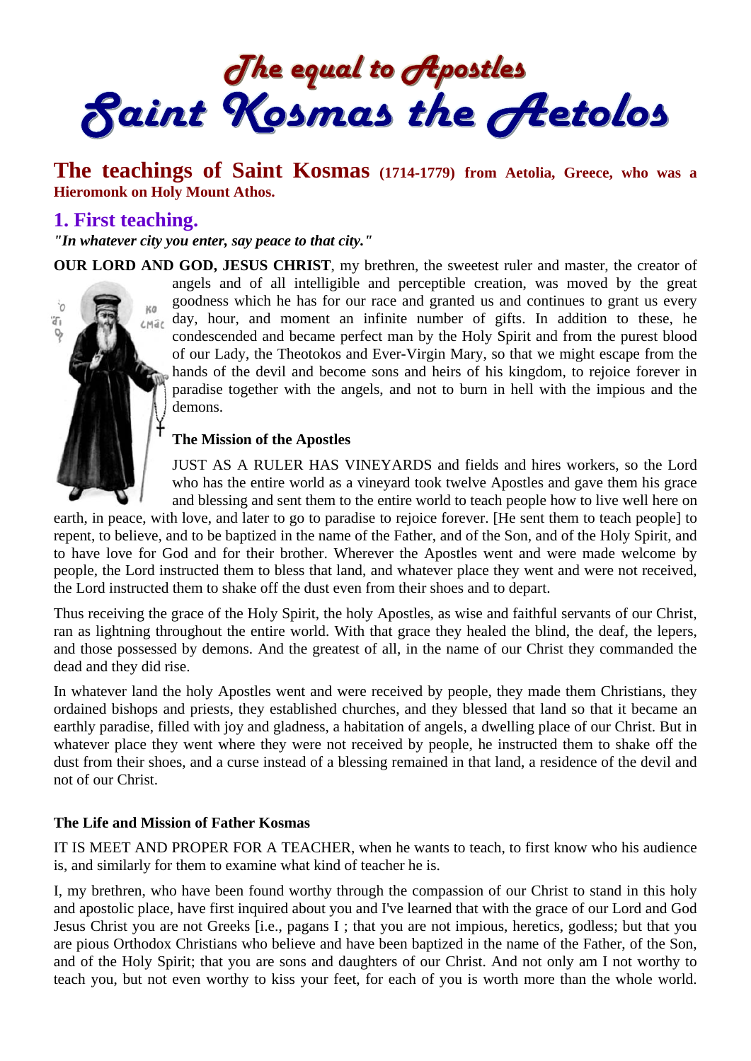# The equal to Apostles
# Saint Kosmas the Aetolos

## The teachings of Saint Kosmas (1714-1779) from Aetolia, Greece, who was a Hieromonk on Holy Mount Athos.

## 1. First teaching.

***"In whatever city you enter, say peace to that city."***

**OUR LORD AND GOD, JESUS CHRIST**, my brethren, the sweetest ruler and master, the creator of angels and of all intelligible and perceptible creation, was moved by the great goodness which he has for our race and granted us and continues to grant us every day, hour, and moment an infinite number of gifts. In addition to these, he condescended and became perfect man by the Holy Spirit and from the purest blood of our Lady, the Theotokos and Ever-Virgin Mary, so that we might escape from the hands of the devil and become sons and heirs of his kingdom, to rejoice forever in paradise together with the angels, and not to burn in hell with the impious and the demons.

### The Mission of the Apostles

JUST AS A RULER HAS VINEYARDS and fields and hires workers, so the Lord who has the entire world as a vineyard took twelve Apostles and gave them his grace and blessing and sent them to the entire world to teach people how to live well here on earth, in peace, with love, and later to go to paradise to rejoice forever. [He sent them to teach people] to repent, to believe, and to be baptized in the name of the Father, and of the Son, and of the Holy Spirit, and to have love for God and for their brother. Wherever the Apostles went and were made welcome by people, the Lord instructed them to bless that land, and whatever place they went and were not received, the Lord instructed them to shake off the dust even from their shoes and to depart.

Thus receiving the grace of the Holy Spirit, the holy Apostles, as wise and faithful servants of our Christ, ran as lightning throughout the entire world. With that grace they healed the blind, the deaf, the lepers, and those possessed by demons. And the greatest of all, in the name of our Christ they commanded the dead and they did rise.

In whatever land the holy Apostles went and were received by people, they made them Christians, they ordained bishops and priests, they established churches, and they blessed that land so that it became an earthly paradise, filled with joy and gladness, a habitation of angels, a dwelling place of our Christ. But in whatever place they went where they were not received by people, he instructed them to shake off the dust from their shoes, and a curse instead of a blessing remained in that land, a residence of the devil and not of our Christ.

### The Life and Mission of Father Kosmas

IT IS MEET AND PROPER FOR A TEACHER, when he wants to teach, to first know who his audience is, and similarly for them to examine what kind of teacher he is.

I, my brethren, who have been found worthy through the compassion of our Christ to stand in this holy and apostolic place, have first inquired about you and I've learned that with the grace of our Lord and God Jesus Christ you are not Greeks [i.e., pagans I ; that you are not impious, heretics, godless; but that you are pious Orthodox Christians who believe and have been baptized in the name of the Father, of the Son, and of the Holy Spirit; that you are sons and daughters of our Christ. And not only am I not worthy to teach you, but not even worthy to kiss your feet, for each of you is worth more than the whole world.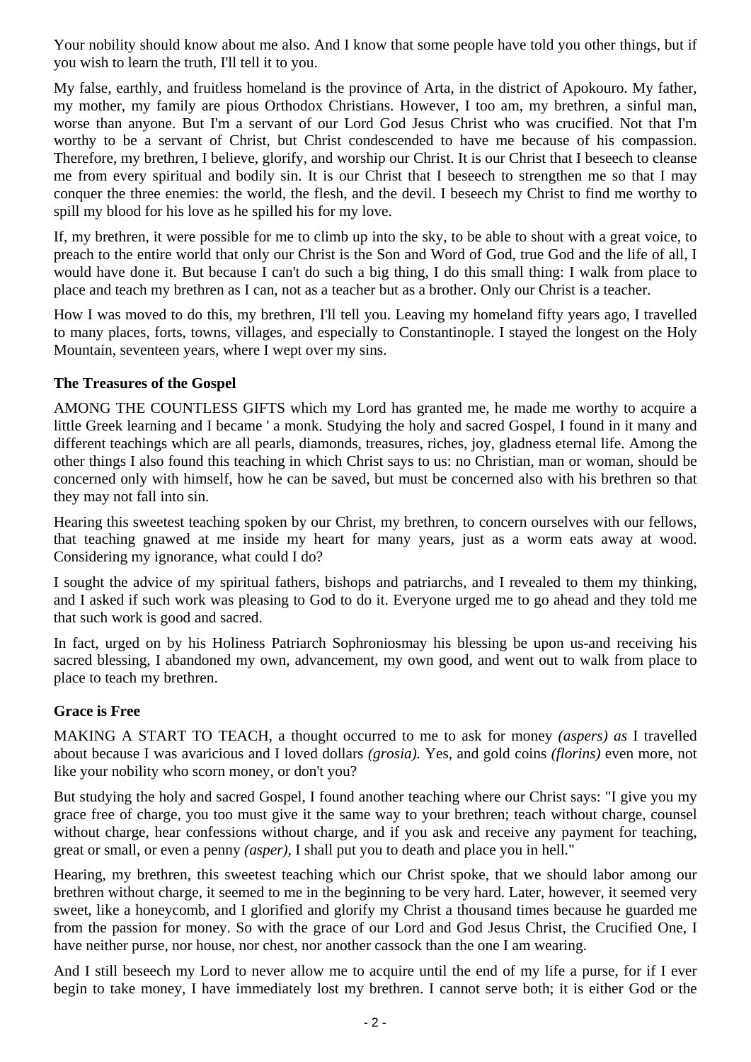Your nobility should know about me also. And I know that some people have told you other things, but if you wish to learn the truth, I'll tell it to you.

My false, earthly, and fruitless homeland is the province of Arta, in the district of Apokouro. My father, my mother, my family are pious Orthodox Christians. However, I too am, my brethren, a sinful man, worse than anyone. But I'm a servant of our Lord God Jesus Christ who was crucified. Not that I'm worthy to be a servant of Christ, but Christ condescended to have me because of his compassion. Therefore, my brethren, I believe, glorify, and worship our Christ. It is our Christ that I beseech to cleanse me from every spiritual and bodily sin. It is our Christ that I beseech to strengthen me so that I may conquer the three enemies: the world, the flesh, and the devil. I beseech my Christ to find me worthy to spill my blood for his love as he spilled his for my love.

If, my brethren, it were possible for me to climb up into the sky, to be able to shout with a great voice, to preach to the entire world that only our Christ is the Son and Word of God, true God and the life of all, I would have done it. But because I can't do such a big thing, I do this small thing: I walk from place to place and teach my brethren as I can, not as a teacher but as a brother. Only our Christ is a teacher.

How I was moved to do this, my brethren, I'll tell you. Leaving my homeland fifty years ago, I travelled to many places, forts, towns, villages, and especially to Constantinople. I stayed the longest on the Holy Mountain, seventeen years, where I wept over my sins.

### The Treasures of the Gospel

AMONG THE COUNTLESS GIFTS which my Lord has granted me, he made me worthy to acquire a little Greek learning and I became ' a monk. Studying the holy and sacred Gospel, I found in it many and different teachings which are all pearls, diamonds, treasures, riches, joy, gladness eternal life. Among the other things I also found this teaching in which Christ says to us: no Christian, man or woman, should be concerned only with himself, how he can be saved, but must be concerned also with his brethren so that they may not fall into sin.

Hearing this sweetest teaching spoken by our Christ, my brethren, to concern ourselves with our fellows, that teaching gnawed at me inside my heart for many years, just as a worm eats away at wood. Considering my ignorance, what could I do?

I sought the advice of my spiritual fathers, bishops and patriarchs, and I revealed to them my thinking, and I asked if such work was pleasing to God to do it. Everyone urged me to go ahead and they told me that such work is good and sacred.

In fact, urged on by his Holiness Patriarch Sophroniosmay his blessing be upon us-and receiving his sacred blessing, I abandoned my own, advancement, my own good, and went out to walk from place to place to teach my brethren.

### Grace is Free

MAKING A START TO TEACH, a thought occurred to me to ask for money *(aspers) as* I travelled about because I was avaricious and I loved dollars *(grosia).* Yes, and gold coins *(florins)* even more, not like your nobility who scorn money, or don't you?

But studying the holy and sacred Gospel, I found another teaching where our Christ says: "I give you my grace free of charge, you too must give it the same way to your brethren; teach without charge, counsel without charge, hear confessions without charge, and if you ask and receive any payment for teaching, great or small, or even a penny *(asper),* I shall put you to death and place you in hell."

Hearing, my brethren, this sweetest teaching which our Christ spoke, that we should labor among our brethren without charge, it seemed to me in the beginning to be very hard. Later, however, it seemed very sweet, like a honeycomb, and I glorified and glorify my Christ a thousand times because he guarded me from the passion for money. So with the grace of our Lord and God Jesus Christ, the Crucified One, I have neither purse, nor house, nor chest, nor another cassock than the one I am wearing.

And I still beseech my Lord to never allow me to acquire until the end of my life a purse, for if I ever begin to take money, I have immediately lost my brethren. I cannot serve both; it is either God or the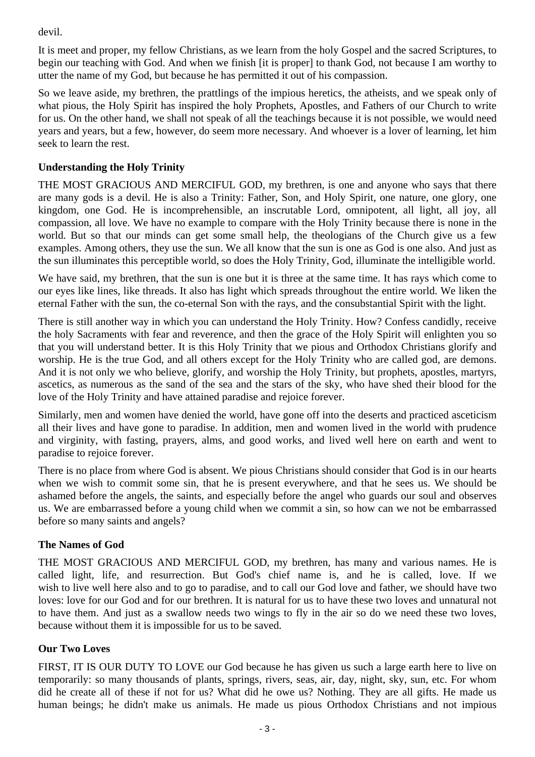devil.

It is meet and proper, my fellow Christians, as we learn from the holy Gospel and the sacred Scriptures, to begin our teaching with God. And when we finish [it is proper] to thank God, not because I am worthy to utter the name of my God, but because he has permitted it out of his compassion.

So we leave aside, my brethren, the prattlings of the impious heretics, the atheists, and we speak only of what pious, the Holy Spirit has inspired the holy Prophets, Apostles, and Fathers of our Church to write for us. On the other hand, we shall not speak of all the teachings because it is not possible, we would need years and years, but a few, however, do seem more necessary. And whoever is a lover of learning, let him seek to learn the rest.

### Understanding the Holy Trinity

THE MOST GRACIOUS AND MERCIFUL GOD, my brethren, is one and anyone who says that there are many gods is a devil. He is also a Trinity: Father, Son, and Holy Spirit, one nature, one glory, one kingdom, one God. He is incomprehensible, an inscrutable Lord, omnipotent, all light, all joy, all compassion, all love. We have no example to compare with the Holy Trinity because there is none in the world. But so that our minds can get some small help, the theologians of the Church give us a few examples. Among others, they use the sun. We all know that the sun is one as God is one also. And just as the sun illuminates this perceptible world, so does the Holy Trinity, God, illuminate the intelligible world.

We have said, my brethren, that the sun is one but it is three at the same time. It has rays which come to our eyes like lines, like threads. It also has light which spreads throughout the entire world. We liken the eternal Father with the sun, the co-eternal Son with the rays, and the consubstantial Spirit with the light.

There is still another way in which you can understand the Holy Trinity. How? Confess candidly, receive the holy Sacraments with fear and reverence, and then the grace of the Holy Spirit will enlighten you so that you will understand better. It is this Holy Trinity that we pious and Orthodox Christians glorify and worship. He is the true God, and all others except for the Holy Trinity who are called god, are demons. And it is not only we who believe, glorify, and worship the Holy Trinity, but prophets, apostles, martyrs, ascetics, as numerous as the sand of the sea and the stars of the sky, who have shed their blood for the love of the Holy Trinity and have attained paradise and rejoice forever.

Similarly, men and women have denied the world, have gone off into the deserts and practiced asceticism all their lives and have gone to paradise. In addition, men and women lived in the world with prudence and virginity, with fasting, prayers, alms, and good works, and lived well here on earth and went to paradise to rejoice forever.

There is no place from where God is absent. We pious Christians should consider that God is in our hearts when we wish to commit some sin, that he is present everywhere, and that he sees us. We should be ashamed before the angels, the saints, and especially before the angel who guards our soul and observes us. We are embarrassed before a young child when we commit a sin, so how can we not be embarrassed before so many saints and angels?

### The Names of God

THE MOST GRACIOUS AND MERCIFUL GOD, my brethren, has many and various names. He is called light, life, and resurrection. But God's chief name is, and he is called, love. If we wish to live well here also and to go to paradise, and to call our God love and father, we should have two loves: love for our God and for our brethren. It is natural for us to have these two loves and unnatural not to have them. And just as a swallow needs two wings to fly in the air so do we need these two loves, because without them it is impossible for us to be saved.

### Our Two Loves

FIRST, IT IS OUR DUTY TO LOVE our God because he has given us such a large earth here to live on temporarily: so many thousands of plants, springs, rivers, seas, air, day, night, sky, sun, etc. For whom did he create all of these if not for us? What did he owe us? Nothing. They are all gifts. He made us human beings; he didn't make us animals. He made us pious Orthodox Christians and not impious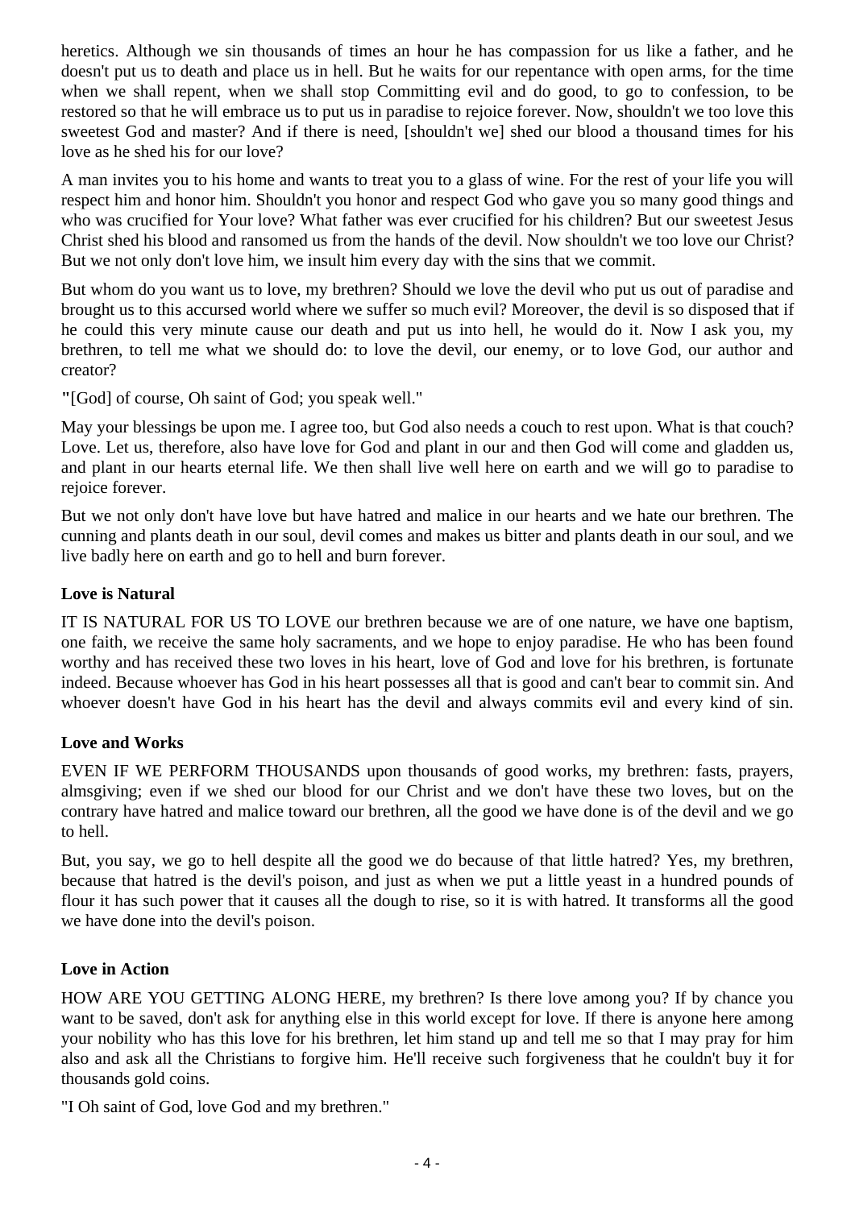heretics. Although we sin thousands of times an hour he has compassion for us like a father, and he doesn't put us to death and place us in hell. But he waits for our repentance with open arms, for the time when we shall repent, when we shall stop Committing evil and do good, to go to confession, to be restored so that he will embrace us to put us in paradise to rejoice forever. Now, shouldn't we too love this sweetest God and master? And if there is need, [shouldn't we] shed our blood a thousand times for his love as he shed his for our love?

A man invites you to his home and wants to treat you to a glass of wine. For the rest of your life you will respect him and honor him. Shouldn't you honor and respect God who gave you so many good things and who was crucified for Your love? What father was ever crucified for his children? But our sweetest Jesus Christ shed his blood and ransomed us from the hands of the devil. Now shouldn't we too love our Christ? But we not only don't love him, we insult him every day with the sins that we commit.

But whom do you want us to love, my brethren? Should we love the devil who put us out of paradise and brought us to this accursed world where we suffer so much evil? Moreover, the devil is so disposed that if he could this very minute cause our death and put us into hell, he would do it. Now I ask you, my brethren, to tell me what we should do: to love the devil, our enemy, or to love God, our author and creator?

"[God] of course, Oh saint of God; you speak well."

May your blessings be upon me. I agree too, but God also needs a couch to rest upon. What is that couch? Love. Let us, therefore, also have love for God and plant in our and then God will come and gladden us, and plant in our hearts eternal life. We then shall live well here on earth and we will go to paradise to rejoice forever.

But we not only don't have love but have hatred and malice in our hearts and we hate our brethren. The cunning and plants death in our soul, devil comes and makes us bitter and plants death in our soul, and we live badly here on earth and go to hell and burn forever.

### Love is Natural

IT IS NATURAL FOR US TO LOVE our brethren because we are of one nature, we have one baptism, one faith, we receive the same holy sacraments, and we hope to enjoy paradise. He who has been found worthy and has received these two loves in his heart, love of God and love for his brethren, is fortunate indeed. Because whoever has God in his heart possesses all that is good and can't bear to commit sin. And whoever doesn't have God in his heart has the devil and always commits evil and every kind of sin.

### Love and Works

EVEN IF WE PERFORM THOUSANDS upon thousands of good works, my brethren: fasts, prayers, almsgiving; even if we shed our blood for our Christ and we don't have these two loves, but on the contrary have hatred and malice toward our brethren, all the good we have done is of the devil and we go to hell.

But, you say, we go to hell despite all the good we do because of that little hatred? Yes, my brethren, because that hatred is the devil's poison, and just as when we put a little yeast in a hundred pounds of flour it has such power that it causes all the dough to rise, so it is with hatred. It transforms all the good we have done into the devil's poison.

### Love in Action

HOW ARE YOU GETTING ALONG HERE, my brethren? Is there love among you? If by chance you want to be saved, don't ask for anything else in this world except for love. If there is anyone here among your nobility who has this love for his brethren, let him stand up and tell me so that I may pray for him also and ask all the Christians to forgive him. He'll receive such forgiveness that he couldn't buy it for thousands gold coins.

"I Oh saint of God, love God and my brethren."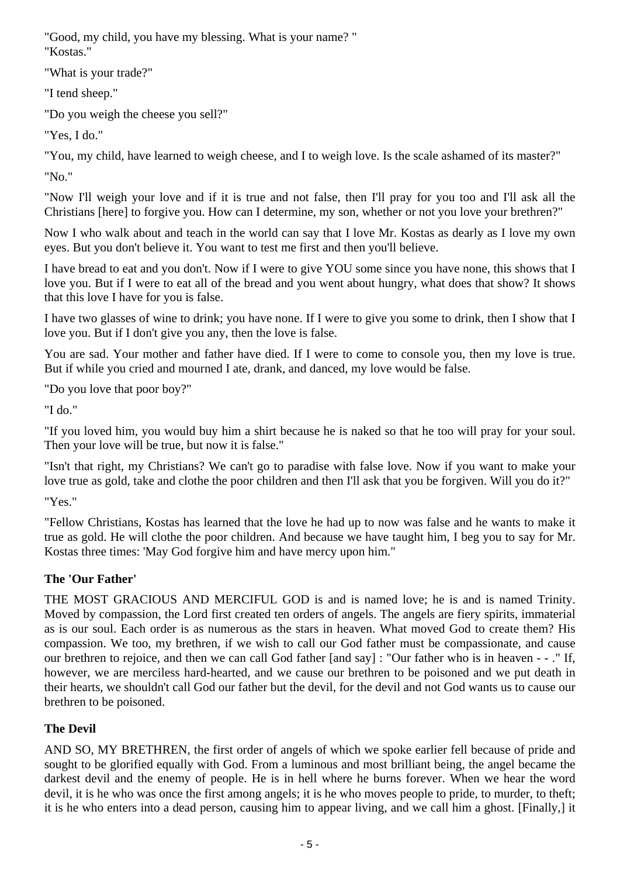"Good, my child, you have my blessing. What is your name? "
"Kostas."

"What is your trade?"

"I tend sheep."

"Do you weigh the cheese you sell?"

"Yes, I do."

"You, my child, have learned to weigh cheese, and I to weigh love. Is the scale ashamed of its master?"

"No."

"Now I'll weigh your love and if it is true and not false, then I'll pray for you too and I'll ask all the Christians [here] to forgive you. How can I determine, my son, whether or not you love your brethren?"

Now I who walk about and teach in the world can say that I love Mr. Kostas as dearly as I love my own eyes. But you don't believe it. You want to test me first and then you'll believe.

I have bread to eat and you don't. Now if I were to give YOU some since you have none, this shows that I love you. But if I were to eat all of the bread and you went about hungry, what does that show? It shows that this love I have for you is false.

I have two glasses of wine to drink; you have none. If I were to give you some to drink, then I show that I love you. But if I don't give you any, then the love is false.

You are sad. Your mother and father have died. If I were to come to console you, then my love is true. But if while you cried and mourned I ate, drank, and danced, my love would be false.

"Do you love that poor boy?"

"I do."

"If you loved him, you would buy him a shirt because he is naked so that he too will pray for your soul. Then your love will be true, but now it is false."

"Isn't that right, my Christians? We can't go to paradise with false love. Now if you want to make your love true as gold, take and clothe the poor children and then I'll ask that you be forgiven. Will you do it?"

"Yes."

"Fellow Christians, Kostas has learned that the love he had up to now was false and he wants to make it true as gold. He will clothe the poor children. And because we have taught him, I beg you to say for Mr. Kostas three times: 'May God forgive him and have mercy upon him."

### The 'Our Father'

THE MOST GRACIOUS AND MERCIFUL GOD is and is named love; he is and is named Trinity. Moved by compassion, the Lord first created ten orders of angels. The angels are fiery spirits, immaterial as is our soul. Each order is as numerous as the stars in heaven. What moved God to create them? His compassion. We too, my brethren, if we wish to call our God father must be compassionate, and cause our brethren to rejoice, and then we can call God father [and say] : "Our father who is in heaven - - ." If, however, we are merciless hard-hearted, and we cause our brethren to be poisoned and we put death in their hearts, we shouldn't call God our father but the devil, for the devil and not God wants us to cause our brethren to be poisoned.

### The Devil

AND SO, MY BRETHREN, the first order of angels of which we spoke earlier fell because of pride and sought to be glorified equally with God. From a luminous and most brilliant being, the angel became the darkest devil and the enemy of people. He is in hell where he burns forever. When we hear the word devil, it is he who was once the first among angels; it is he who moves people to pride, to murder, to theft; it is he who enters into a dead person, causing him to appear living, and we call him a ghost. [Finally,] it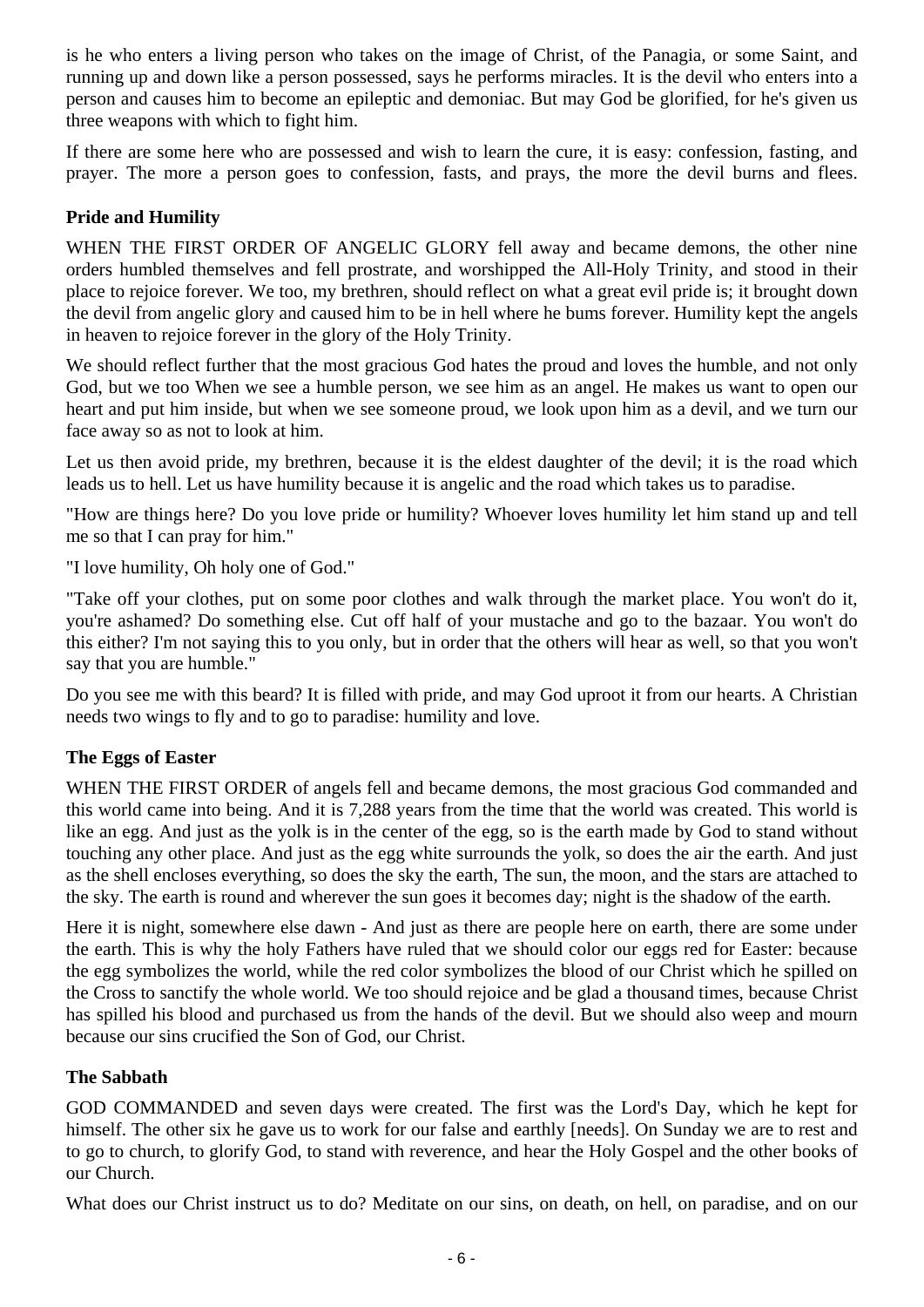is he who enters a living person who takes on the image of Christ, of the Panagia, or some Saint, and running up and down like a person possessed, says he performs miracles. It is the devil who enters into a person and causes him to become an epileptic and demoniac. But may God be glorified, for he's given us three weapons with which to fight him.

If there are some here who are possessed and wish to learn the cure, it is easy: confession, fasting, and prayer. The more a person goes to confession, fasts, and prays, the more the devil burns and flees.

### Pride and Humility

WHEN THE FIRST ORDER OF ANGELIC GLORY fell away and became demons, the other nine orders humbled themselves and fell prostrate, and worshipped the All-Holy Trinity, and stood in their place to rejoice forever. We too, my brethren, should reflect on what a great evil pride is; it brought down the devil from angelic glory and caused him to be in hell where he bums forever. Humility kept the angels in heaven to rejoice forever in the glory of the Holy Trinity.

We should reflect further that the most gracious God hates the proud and loves the humble, and not only God, but we too When we see a humble person, we see him as an angel. He makes us want to open our heart and put him inside, but when we see someone proud, we look upon him as a devil, and we turn our face away so as not to look at him.

Let us then avoid pride, my brethren, because it is the eldest daughter of the devil; it is the road which leads us to hell. Let us have humility because it is angelic and the road which takes us to paradise.

"How are things here? Do you love pride or humility? Whoever loves humility let him stand up and tell me so that I can pray for him."

"I love humility, Oh holy one of God."

"Take off your clothes, put on some poor clothes and walk through the market place. You won't do it, you're ashamed? Do something else. Cut off half of your mustache and go to the bazaar. You won't do this either? I'm not saying this to you only, but in order that the others will hear as well, so that you won't say that you are humble."

Do you see me with this beard? It is filled with pride, and may God uproot it from our hearts. A Christian needs two wings to fly and to go to paradise: humility and love.

### The Eggs of Easter

WHEN THE FIRST ORDER of angels fell and became demons, the most gracious God commanded and this world came into being. And it is 7,288 years from the time that the world was created. This world is like an egg. And just as the yolk is in the center of the egg, so is the earth made by God to stand without touching any other place. And just as the egg white surrounds the yolk, so does the air the earth. And just as the shell encloses everything, so does the sky the earth, The sun, the moon, and the stars are attached to the sky. The earth is round and wherever the sun goes it becomes day; night is the shadow of the earth.

Here it is night, somewhere else dawn - And just as there are people here on earth, there are some under the earth. This is why the holy Fathers have ruled that we should color our eggs red for Easter: because the egg symbolizes the world, while the red color symbolizes the blood of our Christ which he spilled on the Cross to sanctify the whole world. We too should rejoice and be glad a thousand times, because Christ has spilled his blood and purchased us from the hands of the devil. But we should also weep and mourn because our sins crucified the Son of God, our Christ.

### The Sabbath

GOD COMMANDED and seven days were created. The first was the Lord's Day, which he kept for himself. The other six he gave us to work for our false and earthly [needs]. On Sunday we are to rest and to go to church, to glorify God, to stand with reverence, and hear the Holy Gospel and the other books of our Church.

What does our Christ instruct us to do? Meditate on our sins, on death, on hell, on paradise, and on our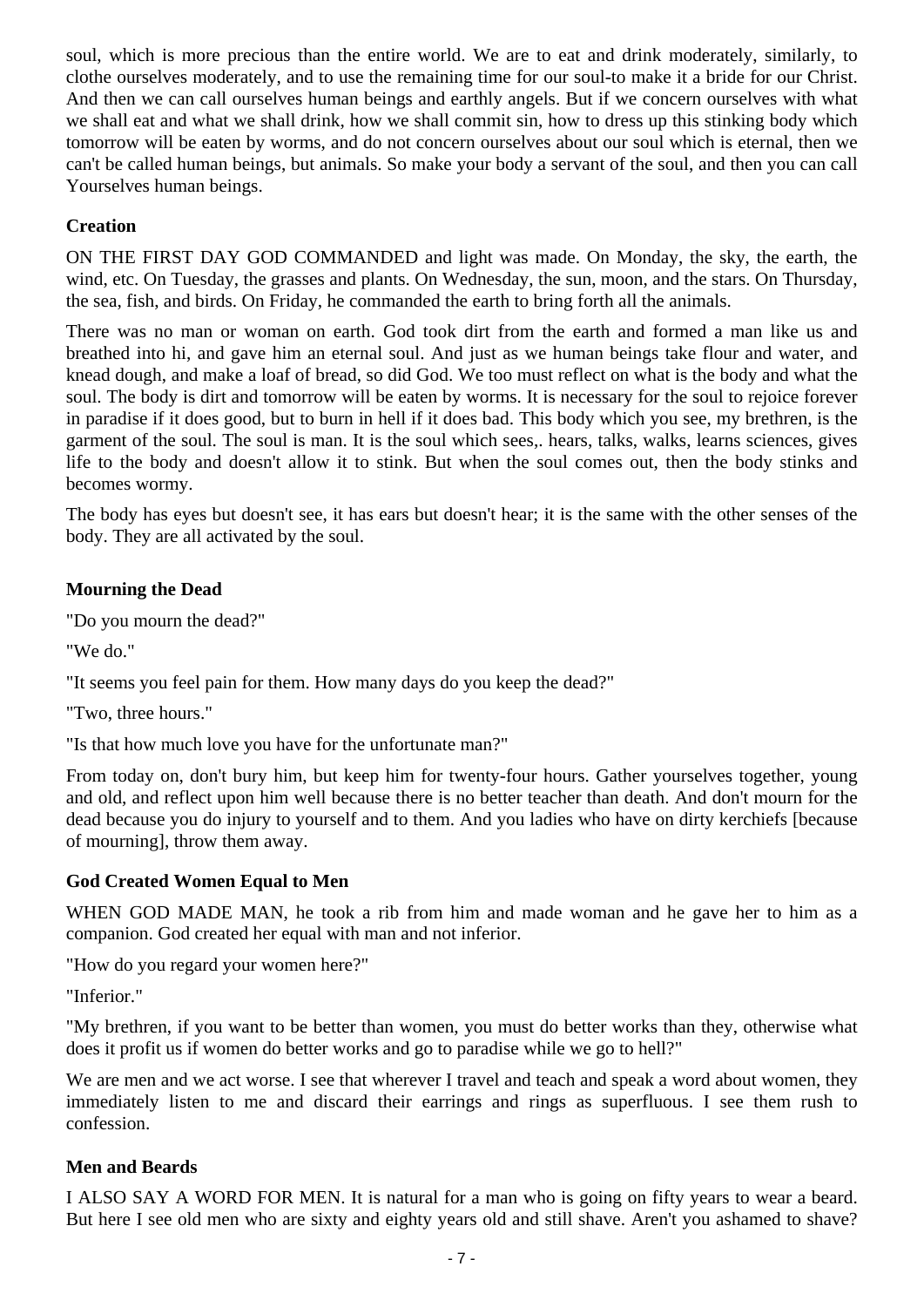soul, which is more precious than the entire world. We are to eat and drink moderately, similarly, to clothe ourselves moderately, and to use the remaining time for our soul-to make it a bride for our Christ. And then we can call ourselves human beings and earthly angels. But if we concern ourselves with what we shall eat and what we shall drink, how we shall commit sin, how to dress up this stinking body which tomorrow will be eaten by worms, and do not concern ourselves about our soul which is eternal, then we can't be called human beings, but animals. So make your body a servant of the soul, and then you can call Yourselves human beings.

### Creation

ON THE FIRST DAY GOD COMMANDED and light was made. On Monday, the sky, the earth, the wind, etc. On Tuesday, the grasses and plants. On Wednesday, the sun, moon, and the stars. On Thursday, the sea, fish, and birds. On Friday, he commanded the earth to bring forth all the animals.

There was no man or woman on earth. God took dirt from the earth and formed a man like us and breathed into hi, and gave him an eternal soul. And just as we human beings take flour and water, and knead dough, and make a loaf of bread, so did God. We too must reflect on what is the body and what the soul. The body is dirt and tomorrow will be eaten by worms. It is necessary for the soul to rejoice forever in paradise if it does good, but to burn in hell if it does bad. This body which you see, my brethren, is the garment of the soul. The soul is man. It is the soul which sees,. hears, talks, walks, learns sciences, gives life to the body and doesn't allow it to stink. But when the soul comes out, then the body stinks and becomes wormy.

The body has eyes but doesn't see, it has ears but doesn't hear; it is the same with the other senses of the body. They are all activated by the soul.

### Mourning the Dead

"Do you mourn the dead?"

"We do."

"It seems you feel pain for them. How many days do you keep the dead?"

"Two, three hours."

"Is that how much love you have for the unfortunate man?"

From today on, don't bury him, but keep him for twenty-four hours. Gather yourselves together, young and old, and reflect upon him well because there is no better teacher than death. And don't mourn for the dead because you do injury to yourself and to them. And you ladies who have on dirty kerchiefs [because of mourning], throw them away.

### God Created Women Equal to Men

WHEN GOD MADE MAN, he took a rib from him and made woman and he gave her to him as a companion. God created her equal with man and not inferior.

"How do you regard your women here?"

"Inferior."

"My brethren, if you want to be better than women, you must do better works than they, otherwise what does it profit us if women do better works and go to paradise while we go to hell?"

We are men and we act worse. I see that wherever I travel and teach and speak a word about women, they immediately listen to me and discard their earrings and rings as superfluous. I see them rush to confession.

### Men and Beards

I ALSO SAY A WORD FOR MEN. It is natural for a man who is going on fifty years to wear a beard. But here I see old men who are sixty and eighty years old and still shave. Aren't you ashamed to shave?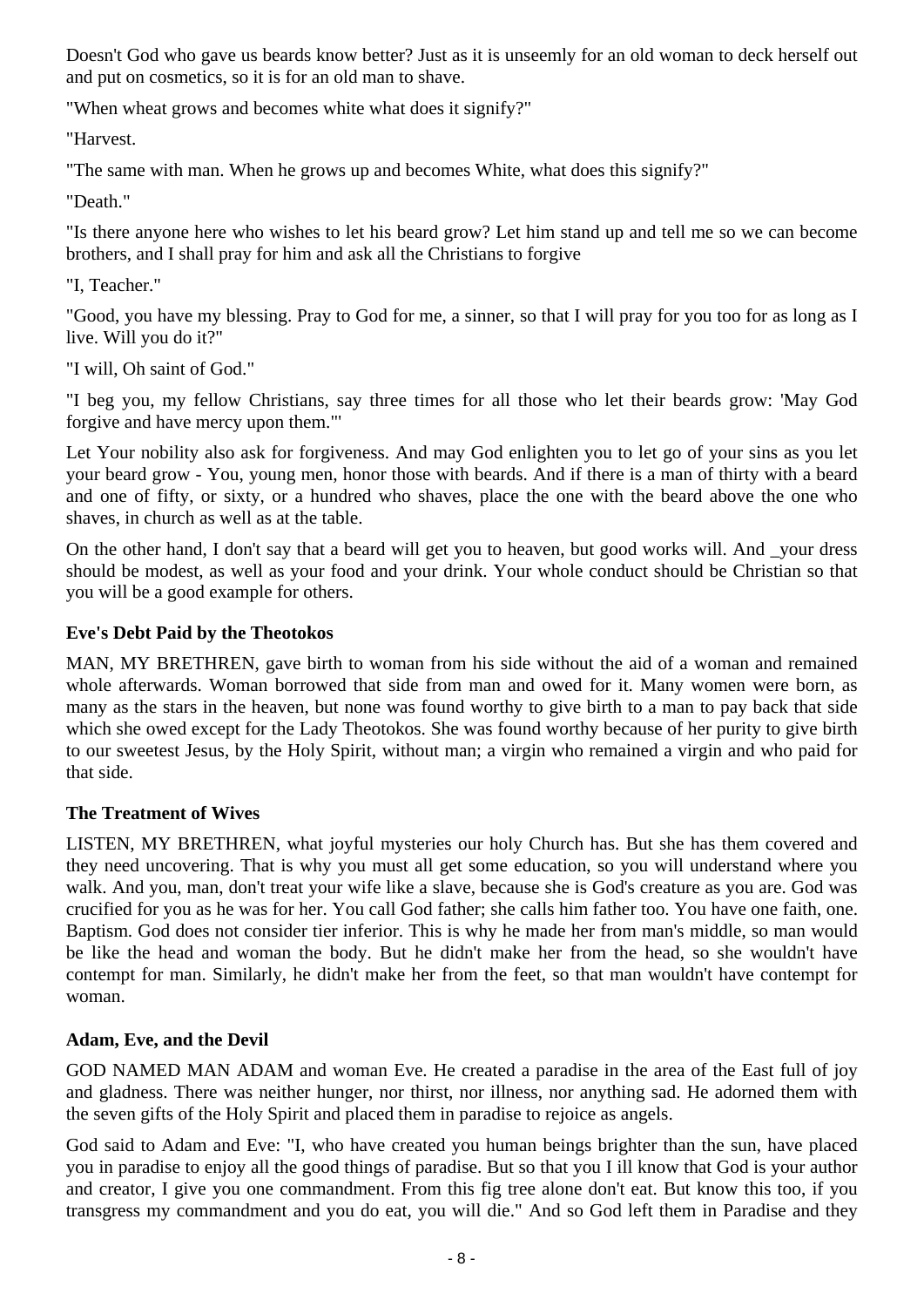Doesn't God who gave us beards know better? Just as it is unseemly for an old woman to deck herself out and put on cosmetics, so it is for an old man to shave.

"When wheat grows and becomes white what does it signify?"

"Harvest.

"The same with man. When he grows up and becomes White, what does this signify?"

"Death."

"Is there anyone here who wishes to let his beard grow? Let him stand up and tell me so we can become brothers, and I shall pray for him and ask all the Christians to forgive

"I, Teacher."

"Good, you have my blessing. Pray to God for me, a sinner, so that I will pray for you too for as long as I live. Will you do it?"

"I will, Oh saint of God."

"I beg you, my fellow Christians, say three times for all those who let their beards grow: 'May God forgive and have mercy upon them.'"

Let Your nobility also ask for forgiveness. And may God enlighten you to let go of your sins as you let your beard grow - You, young men, honor those with beards. And if there is a man of thirty with a beard and one of fifty, or sixty, or a hundred who shaves, place the one with the beard above the one who shaves, in church as well as at the table.

On the other hand, I don't say that a beard will get you to heaven, but good works will. And _your dress should be modest, as well as your food and your drink. Your whole conduct should be Christian so that you will be a good example for others.

### Eve's Debt Paid by the Theotokos

MAN, MY BRETHREN, gave birth to woman from his side without the aid of a woman and remained whole afterwards. Woman borrowed that side from man and owed for it. Many women were born, as many as the stars in the heaven, but none was found worthy to give birth to a man to pay back that side which she owed except for the Lady Theotokos. She was found worthy because of her purity to give birth to our sweetest Jesus, by the Holy Spirit, without man; a virgin who remained a virgin and who paid for that side.

### The Treatment of Wives

LISTEN, MY BRETHREN, what joyful mysteries our holy Church has. But she has them covered and they need uncovering. That is why you must all get some education, so you will understand where you walk. And you, man, don't treat your wife like a slave, because she is God's creature as you are. God was crucified for you as he was for her. You call God father; she calls him father too. You have one faith, one. Baptism. God does not consider tier inferior. This is why he made her from man's middle, so man would be like the head and woman the body. But he didn't make her from the head, so she wouldn't have contempt for man. Similarly, he didn't make her from the feet, so that man wouldn't have contempt for woman.

### Adam, Eve, and the Devil

GOD NAMED MAN ADAM and woman Eve. He created a paradise in the area of the East full of joy and gladness. There was neither hunger, nor thirst, nor illness, nor anything sad. He adorned them with the seven gifts of the Holy Spirit and placed them in paradise to rejoice as angels.

God said to Adam and Eve: "I, who have created you human beings brighter than the sun, have placed you in paradise to enjoy all the good things of paradise. But so that you I ill know that God is your author and creator, I give you one commandment. From this fig tree alone don't eat. But know this too, if you transgress my commandment and you do eat, you will die." And so God left them in Paradise and they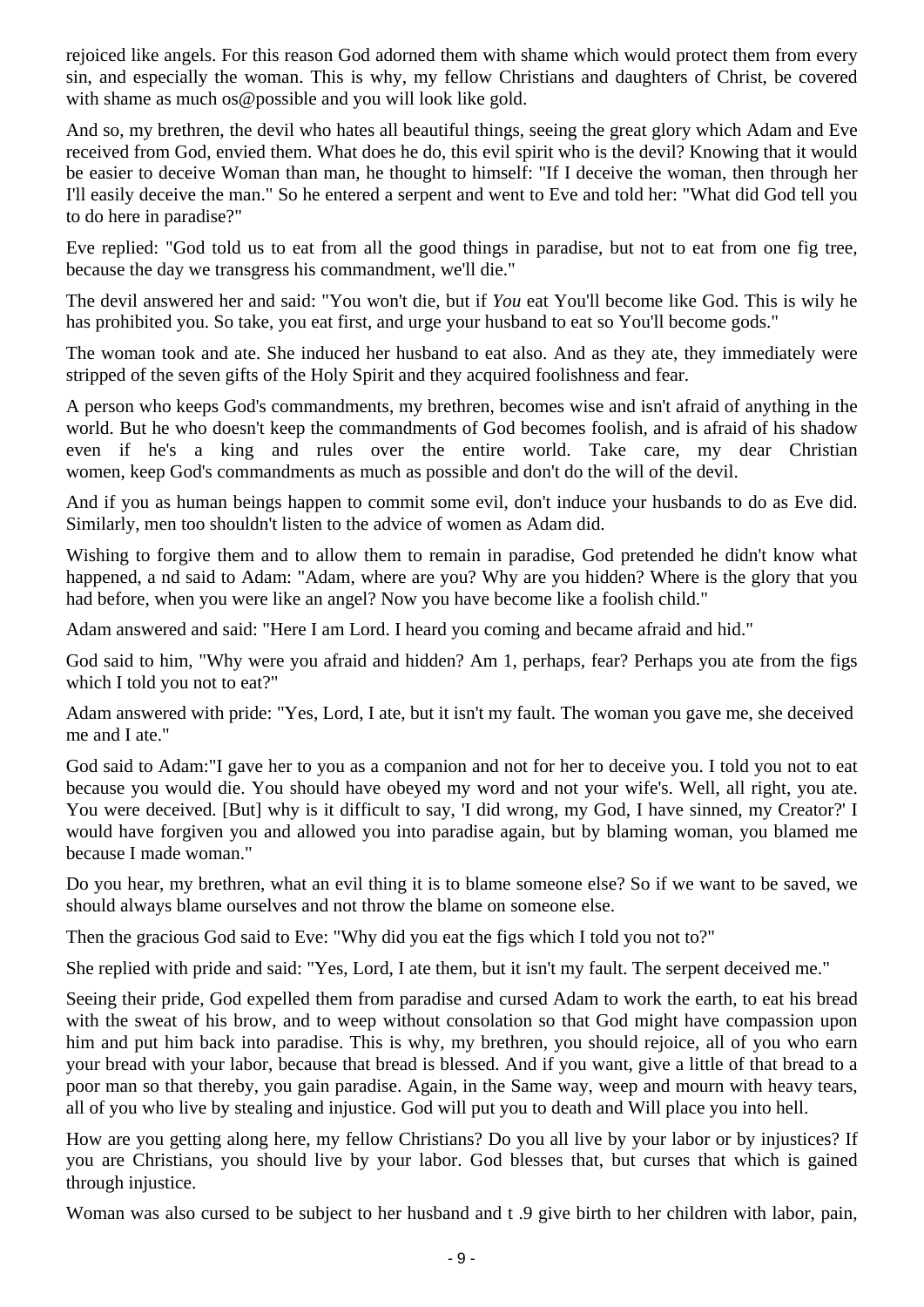rejoiced like angels. For this reason God adorned them with shame which would protect them from every sin, and especially the woman. This is why, my fellow Christians and daughters of Christ, be covered with shame as much os@possible and you will look like gold.

And so, my brethren, the devil who hates all beautiful things, seeing the great glory which Adam and Eve received from God, envied them. What does he do, this evil spirit who is the devil? Knowing that it would be easier to deceive Woman than man, he thought to himself: "If I deceive the woman, then through her I'll easily deceive the man." So he entered a serpent and went to Eve and told her: "What did God tell you to do here in paradise?"

Eve replied: "God told us to eat from all the good things in paradise, but not to eat from one fig tree, because the day we transgress his commandment, we'll die."

The devil answered her and said: "You won't die, but if *You* eat You'll become like God. This is wily he has prohibited you. So take, you eat first, and urge your husband to eat so You'll become gods."

The woman took and ate. She induced her husband to eat also. And as they ate, they immediately were stripped of the seven gifts of the Holy Spirit and they acquired foolishness and fear.

A person who keeps God's commandments, my brethren, becomes wise and isn't afraid of anything in the world. But he who doesn't keep the commandments of God becomes foolish, and is afraid of his shadow even if he's a king and rules over the entire world. Take care, my dear Christian women, keep God's commandments as much as possible and don't do the will of the devil.

And if you as human beings happen to commit some evil, don't induce your husbands to do as Eve did. Similarly, men too shouldn't listen to the advice of women as Adam did.

Wishing to forgive them and to allow them to remain in paradise, God pretended he didn't know what happened, a nd said to Adam: "Adam, where are you? Why are you hidden? Where is the glory that you had before, when you were like an angel? Now you have become like a foolish child."

Adam answered and said: "Here I am Lord. I heard you coming and became afraid and hid."

God said to him, "Why were you afraid and hidden? Am 1, perhaps, fear? Perhaps you ate from the figs which I told you not to eat?"

Adam answered with pride: "Yes, Lord, I ate, but it isn't my fault. The woman you gave me, she deceived me and I ate."

God said to Adam:"I gave her to you as a companion and not for her to deceive you. I told you not to eat because you would die. You should have obeyed my word and not your wife's. Well, all right, you ate. You were deceived. [But] why is it difficult to say, 'I did wrong, my God, I have sinned, my Creator?' I would have forgiven you and allowed you into paradise again, but by blaming woman, you blamed me because I made woman."

Do you hear, my brethren, what an evil thing it is to blame someone else? So if we want to be saved, we should always blame ourselves and not throw the blame on someone else.

Then the gracious God said to Eve: "Why did you eat the figs which I told you not to?"

She replied with pride and said: "Yes, Lord, I ate them, but it isn't my fault. The serpent deceived me."

Seeing their pride, God expelled them from paradise and cursed Adam to work the earth, to eat his bread with the sweat of his brow, and to weep without consolation so that God might have compassion upon him and put him back into paradise. This is why, my brethren, you should rejoice, all of you who earn your bread with your labor, because that bread is blessed. And if you want, give a little of that bread to a poor man so that thereby, you gain paradise. Again, in the Same way, weep and mourn with heavy tears, all of you who live by stealing and injustice. God will put you to death and Will place you into hell.

How are you getting along here, my fellow Christians? Do you all live by your labor or by injustices? If you are Christians, you should live by your labor. God blesses that, but curses that which is gained through injustice.

Woman was also cursed to be subject to her husband and t .9 give birth to her children with labor, pain,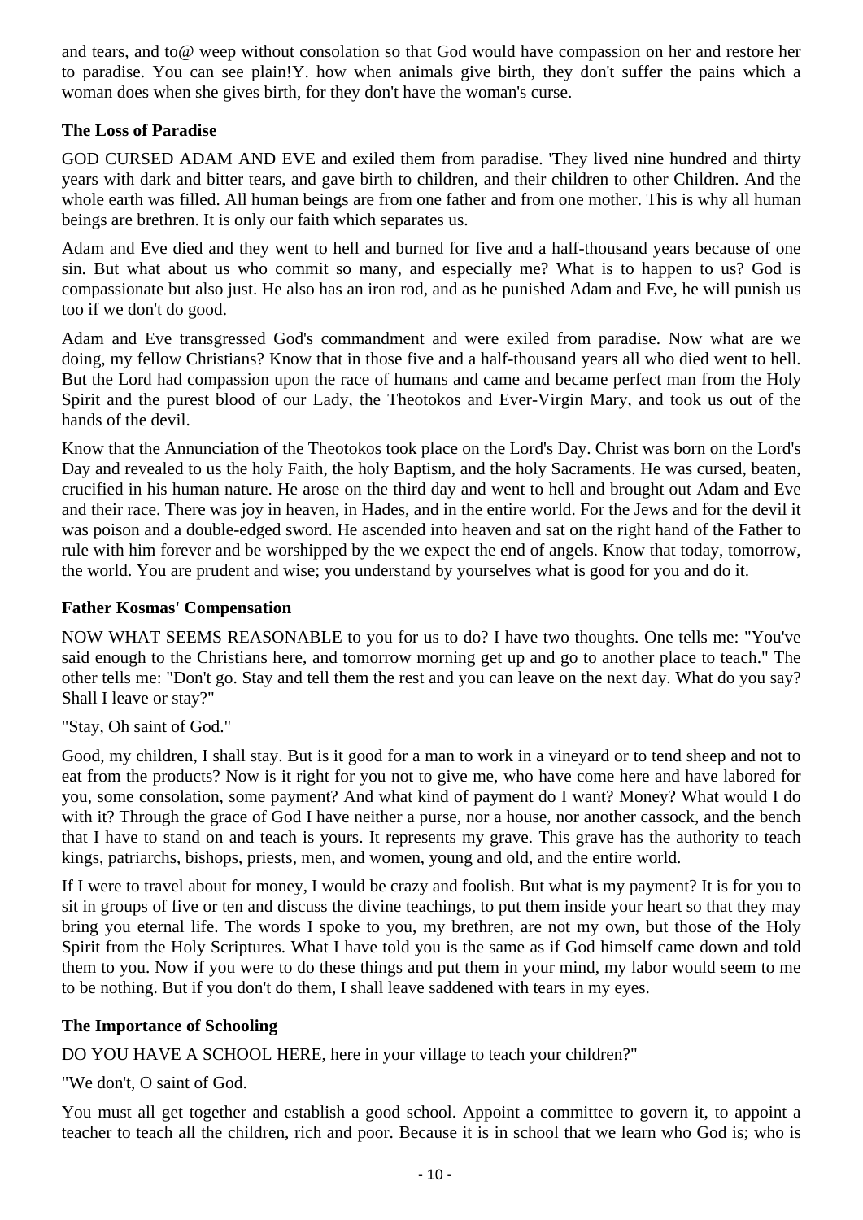and tears, and to@ weep without consolation so that God would have compassion on her and restore her to paradise. You can see plain!Y. how when animals give birth, they don't suffer the pains which a woman does when she gives birth, for they don't have the woman's curse.

### The Loss of Paradise

GOD CURSED ADAM AND EVE and exiled them from paradise. 'They lived nine hundred and thirty years with dark and bitter tears, and gave birth to children, and their children to other Children. And the whole earth was filled. All human beings are from one father and from one mother. This is why all human beings are brethren. It is only our faith which separates us.

Adam and Eve died and they went to hell and burned for five and a half-thousand years because of one sin. But what about us who commit so many, and especially me? What is to happen to us? God is compassionate but also just. He also has an iron rod, and as he punished Adam and Eve, he will punish us too if we don't do good.

Adam and Eve transgressed God's commandment and were exiled from paradise. Now what are we doing, my fellow Christians? Know that in those five and a half-thousand years all who died went to hell. But the Lord had compassion upon the race of humans and came and became perfect man from the Holy Spirit and the purest blood of our Lady, the Theotokos and Ever-Virgin Mary, and took us out of the hands of the devil.

Know that the Annunciation of the Theotokos took place on the Lord's Day. Christ was born on the Lord's Day and revealed to us the holy Faith, the holy Baptism, and the holy Sacraments. He was cursed, beaten, crucified in his human nature. He arose on the third day and went to hell and brought out Adam and Eve and their race. There was joy in heaven, in Hades, and in the entire world. For the Jews and for the devil it was poison and a double-edged sword. He ascended into heaven and sat on the right hand of the Father to rule with him forever and be worshipped by the we expect the end of angels. Know that today, tomorrow, the world. You are prudent and wise; you understand by yourselves what is good for you and do it.

### Father Kosmas' Compensation

NOW WHAT SEEMS REASONABLE to you for us to do? I have two thoughts. One tells me: "You've said enough to the Christians here, and tomorrow morning get up and go to another place to teach." The other tells me: "Don't go. Stay and tell them the rest and you can leave on the next day. What do you say? Shall I leave or stay?"

"Stay, Oh saint of God."

Good, my children, I shall stay. But is it good for a man to work in a vineyard or to tend sheep and not to eat from the products? Now is it right for you not to give me, who have come here and have labored for you, some consolation, some payment? And what kind of payment do I want? Money? What would I do with it? Through the grace of God I have neither a purse, nor a house, nor another cassock, and the bench that I have to stand on and teach is yours. It represents my grave. This grave has the authority to teach kings, patriarchs, bishops, priests, men, and women, young and old, and the entire world.

If I were to travel about for money, I would be crazy and foolish. But what is my payment? It is for you to sit in groups of five or ten and discuss the divine teachings, to put them inside your heart so that they may bring you eternal life. The words I spoke to you, my brethren, are not my own, but those of the Holy Spirit from the Holy Scriptures. What I have told you is the same as if God himself came down and told them to you. Now if you were to do these things and put them in your mind, my labor would seem to me to be nothing. But if you don't do them, I shall leave saddened with tears in my eyes.

### The Importance of Schooling

DO YOU HAVE A SCHOOL HERE, here in your village to teach your children?"

"We don't, O saint of God.

You must all get together and establish a good school. Appoint a committee to govern it, to appoint a teacher to teach all the children, rich and poor. Because it is in school that we learn who God is; who is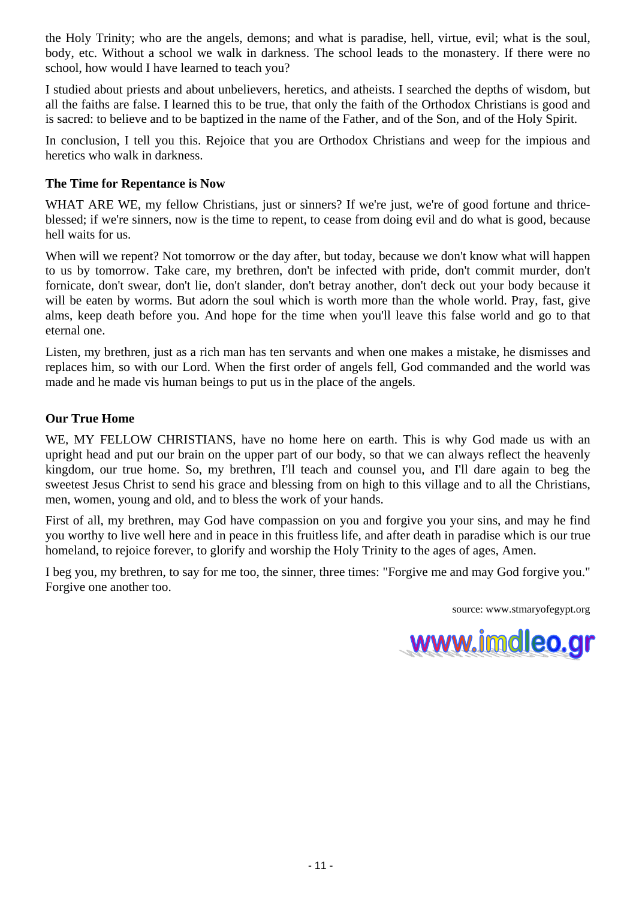the Holy Trinity; who are the angels, demons; and what is paradise, hell, virtue, evil; what is the soul, body, etc. Without a school we walk in darkness. The school leads to the monastery. If there were no school, how would I have learned to teach you?

I studied about priests and about unbelievers, heretics, and atheists. I searched the depths of wisdom, but all the faiths are false. I learned this to be true, that only the faith of the Orthodox Christians is good and is sacred: to believe and to be baptized in the name of the Father, and of the Son, and of the Holy Spirit.

In conclusion, I tell you this. Rejoice that you are Orthodox Christians and weep for the impious and heretics who walk in darkness.

### The Time for Repentance is Now

WHAT ARE WE, my fellow Christians, just or sinners? If we're just, we're of good fortune and thrice-blessed; if we're sinners, now is the time to repent, to cease from doing evil and do what is good, because hell waits for us.

When will we repent? Not tomorrow or the day after, but today, because we don't know what will happen to us by tomorrow. Take care, my brethren, don't be infected with pride, don't commit murder, don't fornicate, don't swear, don't lie, don't slander, don't betray another, don't deck out your body because it will be eaten by worms. But adorn the soul which is worth more than the whole world. Pray, fast, give alms, keep death before you. And hope for the time when you'll leave this false world and go to that eternal one.

Listen, my brethren, just as a rich man has ten servants and when one makes a mistake, he dismisses and replaces him, so with our Lord. When the first order of angels fell, God commanded and the world was made and he made vis human beings to put us in the place of the angels.

### Our True Home

WE, MY FELLOW CHRISTIANS, have no home here on earth. This is why God made us with an upright head and put our brain on the upper part of our body, so that we can always reflect the heavenly kingdom, our true home. So, my brethren, I'll teach and counsel you, and I'll dare again to beg the sweetest Jesus Christ to send his grace and blessing from on high to this village and to all the Christians, men, women, young and old, and to bless the work of your hands.

First of all, my brethren, may God have compassion on you and forgive you your sins, and may he find you worthy to live well here and in peace in this fruitless life, and after death in paradise which is our true homeland, to rejoice forever, to glorify and worship the Holy Trinity to the ages of ages, Amen.

I beg you, my brethren, to say for me too, the sinner, three times: "Forgive me and may God forgive you." Forgive one another too.

source: www.stmaryofegypt.org

www.imdleo.gr